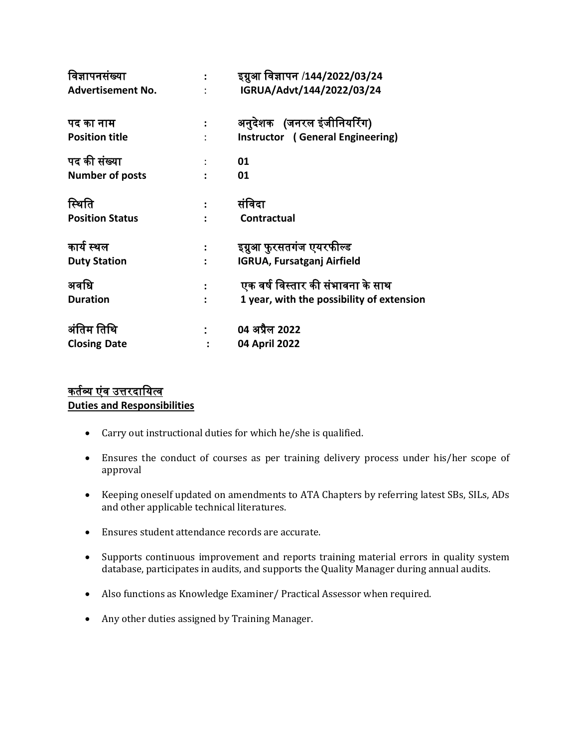| | | |
|---|---|---|
| **विज्ञापनसंख्या** | **:** | **इग्रुआ विज्ञापन /144/2022/03/24** |
| **Advertisement No.** | : | **IGRUA/Advt/144/2022/03/24** |
| **पद का नाम** | **:** | **अनुदेशक (जनरल इंजीनियरिंग)** |
| **Position title** | : | **Instructor ( General Engineering)** |
| **पद की संख्या** | : | **01** |
| **Number of posts** | **:** | **01** |
| **स्थिति** | **:** | **संविदा** |
| **Position Status** | **:** | **Contractual** |
| **कार्य स्थल** | **:** | **इग्रुआ फुरसतगंज एयरफील्ड** |
| **Duty Station** | **:** | **IGRUA, Fursatganj Airfield** |
| **अवधि** | **:** | **एक वर्ष विस्तार की संभावना के साथ** |
| **Duration** | **:** | **1 year, with the possibility of extension** |
| **अंतिम तिथि** | **:** | **04 अप्रैल 2022** |
| **Closing Date** | **:** | **04 April 2022** |

## कर्तव्य एंव उत्तरदायित्व
## Duties and Responsibilities

- Carry out instructional duties for which he/she is qualified.
- Ensures the conduct of courses as per training delivery process under his/her scope of approval
- Keeping oneself updated on amendments to ATA Chapters by referring latest SBs, SILs, ADs and other applicable technical literatures.
- Ensures student attendance records are accurate.
- Supports continuous improvement and reports training material errors in quality system database, participates in audits, and supports the Quality Manager during annual audits.
- Also functions as Knowledge Examiner/ Practical Assessor when required.
- Any other duties assigned by Training Manager.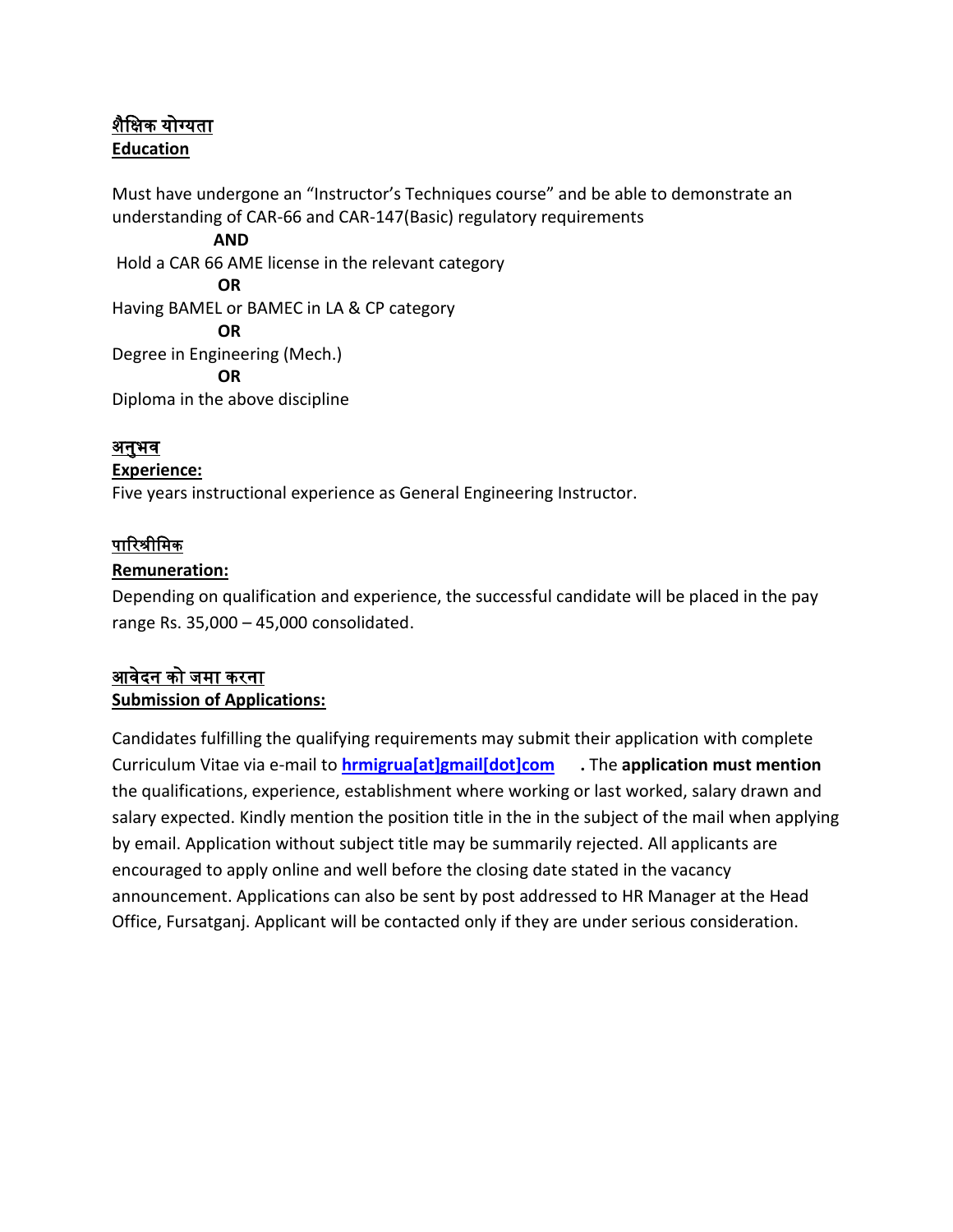**शैक्षिक योग्यता**
**Education**

Must have undergone an "Instructor's Techniques course" and be able to demonstrate an understanding of CAR-66 and CAR-147(Basic) regulatory requirements

**AND**

Hold a CAR 66 AME license in the relevant category

**OR**

Having BAMEL or BAMEC in LA & CP category

**OR**

Degree in Engineering (Mech.)

**OR**

Diploma in the above discipline

**अनुभव**
**Experience:**

Five years instructional experience as General Engineering Instructor.

**पारिश्रीमिक**
**Remuneration:**

Depending on qualification and experience, the successful candidate will be placed in the pay range Rs. 35,000 – 45,000 consolidated.

**आवेदन को जमा करना**
**Submission of Applications:**

Candidates fulfilling the qualifying requirements may submit their application with complete Curriculum Vitae via e-mail to **hrmigrua[at]gmail[dot]com** **.** The **application must mention** the qualifications, experience, establishment where working or last worked, salary drawn and salary expected. Kindly mention the position title in the in the subject of the mail when applying by email. Application without subject title may be summarily rejected. All applicants are encouraged to apply online and well before the closing date stated in the vacancy announcement. Applications can also be sent by post addressed to HR Manager at the Head Office, Fursatganj. Applicant will be contacted only if they are under serious consideration.